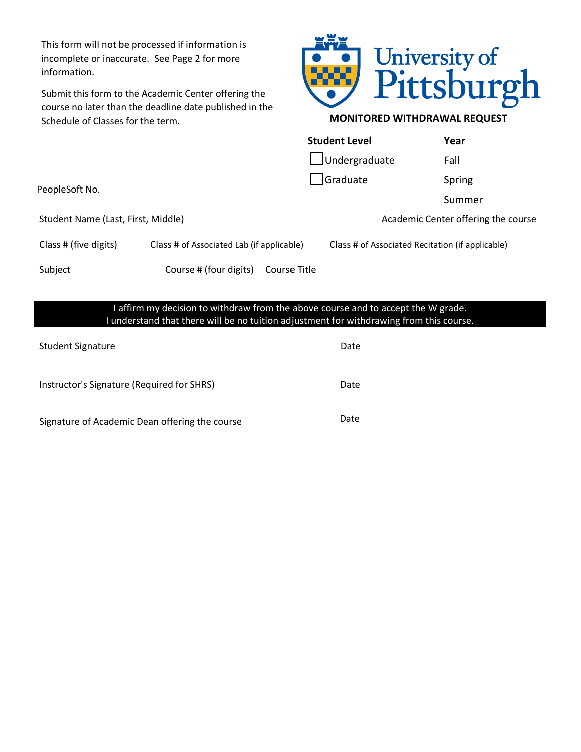This form will not be processed if information is incomplete or inaccurate. See Page 2 for more information.

Submit this form to the Academic Center offering the course no later than the deadline date published in the Schedule of Classes for the term.

University of Pittsburgh

**MONITORED WITHDRAWAL REQUEST**

| **Student Level** | **Year** |
|---|---|
| ☐ Undergraduate | Fall |
| ☐ Graduate | Spring |
| | Summer |

PeopleSoft No.

Student Name (Last, First, Middle)

Academic Center offering the course

Class # (five digits)

Class # of Associated Lab (if applicable)

Class # of Associated Recitation (if applicable)

Subject

Course # (four digits)

Course Title

**I affirm my decision to withdraw from the above course and to accept the W grade.**
**I understand that there will be no tuition adjustment for withdrawing from this course.**

Student Signature

Date

Instructor's Signature (Required for SHRS)

Date

Signature of Academic Dean offering the course

Date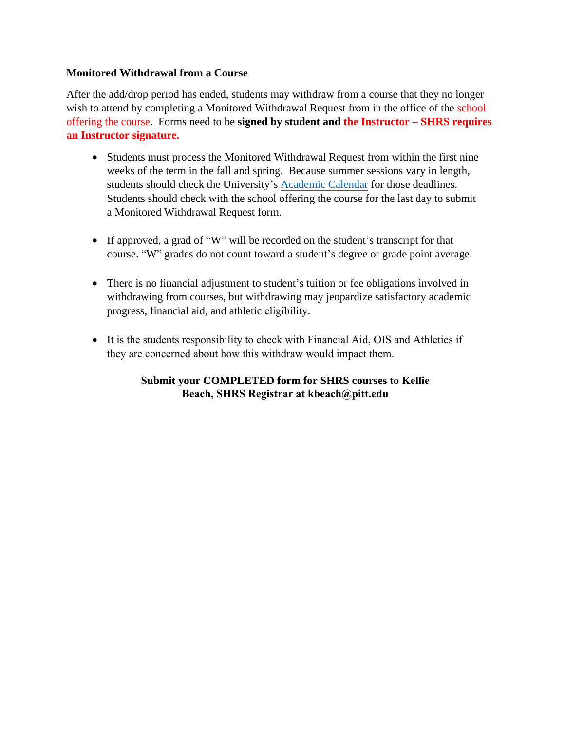**Monitored Withdrawal from a Course**

After the add/drop period has ended, students may withdraw from a course that they no longer wish to attend by completing a Monitored Withdrawal Request from in the office of the school offering the course. Forms need to be **signed by student and the Instructor – SHRS requires an Instructor signature.**

- Students must process the Monitored Withdrawal Request from within the first nine weeks of the term in the fall and spring. Because summer sessions vary in length, students should check the University's Academic Calendar for those deadlines. Students should check with the school offering the course for the last day to submit a Monitored Withdrawal Request form.

- If approved, a grad of "W" will be recorded on the student's transcript for that course. "W" grades do not count toward a student's degree or grade point average.

- There is no financial adjustment to student's tuition or fee obligations involved in withdrawing from courses, but withdrawing may jeopardize satisfactory academic progress, financial aid, and athletic eligibility.

- It is the students responsibility to check with Financial Aid, OIS and Athletics if they are concerned about how this withdraw would impact them.

**Submit your COMPLETED form for SHRS courses to Kellie Beach, SHRS Registrar at kbeach@pitt.edu**